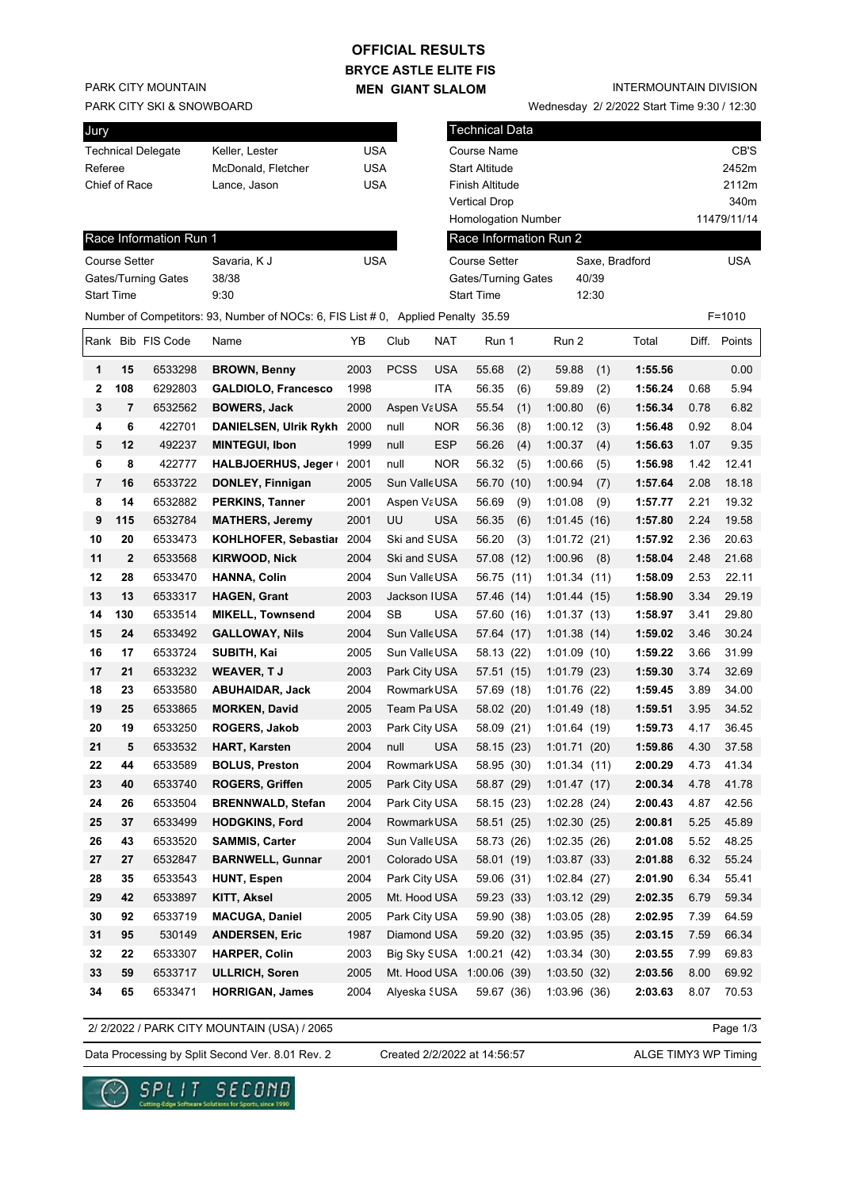# OFFICIAL RESULTS

## BRYCE ASTLE ELITE FIS

## MEN GIANT SLALOM

PARK CITY MOUNTAIN
PARK CITY SKI & SNOWBOARD

INTERMOUNTAIN DIVISION
Wednesday 2/ 2/2022 Start Time 9:30 / 12:30

| Jury | | |
|---|---|---|
| Technical Delegate | Keller, Lester | USA |
| Referee | McDonald, Fletcher | USA |
| Chief of Race | Lance, Jason | USA |

| Technical Data | |
|---|---|
| Course Name | CB'S |
| Start Altitude | 2452m |
| Finish Altitude | 2112m |
| Vertical Drop | 340m |
| Homologation Number | 11479/11/14 |

| Race Information Run 1 | | |
|---|---|---|
| Course Setter | Savaria, K J | USA |
| Gates/Turning Gates | 38/38 | |
| Start Time | 9:30 | |

| Race Information Run 2 | | |
|---|---|---|
| Course Setter | Saxe, Bradford | USA |
| Gates/Turning Gates | 40/39 | |
| Start Time | 12:30 | |

Number of Competitors: 93, Number of NOCs: 6, FIS List # 0, Applied Penalty 35.59 F=1010

| Rank | Bib | FIS Code | Name | YB | Club | NAT | Run 1 | | Run 2 | | Total | Diff. | Points |
|---|---|---|---|---|---|---|---|---|---|---|---|---|---|
| 1 | 15 | 6533298 | **BROWN, Benny** | 2003 | PCSS | USA | 55.68 | (2) | 59.88 | (1) | **1:55.56** | | 0.00 |
| 2 | 108 | 6292803 | **GALDIOLO, Francesco** | 1998 | | ITA | 56.35 | (6) | 59.89 | (2) | **1:56.24** | 0.68 | 5.94 |
| 3 | 7 | 6532562 | **BOWERS, Jack** | 2000 | Aspen Va | USA | 55.54 | (1) | 1:00.80 | (6) | **1:56.34** | 0.78 | 6.82 |
| 4 | 6 | 422701 | **DANIELSEN, Ulrik Rykh** | 2000 | null | NOR | 56.36 | (8) | 1:00.12 | (3) | **1:56.48** | 0.92 | 8.04 |
| 5 | 12 | 492237 | **MINTEGUI, Ibon** | 1999 | null | ESP | 56.26 | (4) | 1:00.37 | (4) | **1:56.63** | 1.07 | 9.35 |
| 6 | 8 | 422777 | **HALBJOERHUS, Jeger** | 2001 | null | NOR | 56.32 | (5) | 1:00.66 | (5) | **1:56.98** | 1.42 | 12.41 |
| 7 | 16 | 6533722 | **DONLEY, Finnigan** | 2005 | Sun Valle | USA | 56.70 | (10) | 1:00.94 | (7) | **1:57.64** | 2.08 | 18.18 |
| 8 | 14 | 6532882 | **PERKINS, Tanner** | 2001 | Aspen Va | USA | 56.69 | (9) | 1:01.08 | (9) | **1:57.77** | 2.21 | 19.32 |
| 9 | 115 | 6532784 | **MATHERS, Jeremy** | 2001 | UU | USA | 56.35 | (6) | 1:01.45 | (16) | **1:57.80** | 2.24 | 19.58 |
| 10 | 20 | 6533473 | **KOHLHOFER, Sebastian** | 2004 | Ski and S | USA | 56.20 | (3) | 1:01.72 | (21) | **1:57.92** | 2.36 | 20.63 |
| 11 | 2 | 6533568 | **KIRWOOD, Nick** | 2004 | Ski and S | USA | 57.08 | (12) | 1:00.96 | (8) | **1:58.04** | 2.48 | 21.68 |
| 12 | 28 | 6533470 | **HANNA, Colin** | 2004 | Sun Valle | USA | 56.75 | (11) | 1:01.34 | (11) | **1:58.09** | 2.53 | 22.11 |
| 13 | 13 | 6533317 | **HAGEN, Grant** | 2003 | Jackson I | USA | 57.46 | (14) | 1:01.44 | (15) | **1:58.90** | 3.34 | 29.19 |
| 14 | 130 | 6533514 | **MIKELL, Townsend** | 2004 | SB | USA | 57.60 | (16) | 1:01.37 | (13) | **1:58.97** | 3.41 | 29.80 |
| 15 | 24 | 6533492 | **GALLOWAY, Nils** | 2004 | Sun Valle | USA | 57.64 | (17) | 1:01.38 | (14) | **1:59.02** | 3.46 | 30.24 |
| 16 | 17 | 6533724 | **SUBITH, Kai** | 2005 | Sun Valle | USA | 58.13 | (22) | 1:01.09 | (10) | **1:59.22** | 3.66 | 31.99 |
| 17 | 21 | 6533232 | **WEAVER, T J** | 2003 | Park City | USA | 57.51 | (15) | 1:01.79 | (23) | **1:59.30** | 3.74 | 32.69 |
| 18 | 23 | 6533580 | **ABUHAIDAR, Jack** | 2004 | Rowmark | USA | 57.69 | (18) | 1:01.76 | (22) | **1:59.45** | 3.89 | 34.00 |
| 19 | 25 | 6533865 | **MORKEN, David** | 2005 | Team Pa | USA | 58.02 | (20) | 1:01.49 | (18) | **1:59.51** | 3.95 | 34.52 |
| 20 | 19 | 6533250 | **ROGERS, Jakob** | 2003 | Park City | USA | 58.09 | (21) | 1:01.64 | (19) | **1:59.73** | 4.17 | 36.45 |
| 21 | 5 | 6533532 | **HART, Karsten** | 2004 | null | USA | 58.15 | (23) | 1:01.71 | (20) | **1:59.86** | 4.30 | 37.58 |
| 22 | 44 | 6533589 | **BOLUS, Preston** | 2004 | Rowmark | USA | 58.95 | (30) | 1:01.34 | (11) | **2:00.29** | 4.73 | 41.34 |
| 23 | 40 | 6533740 | **ROGERS, Griffen** | 2005 | Park City | USA | 58.87 | (29) | 1:01.47 | (17) | **2:00.34** | 4.78 | 41.78 |
| 24 | 26 | 6533504 | **BRENNWALD, Stefan** | 2004 | Park City | USA | 58.15 | (23) | 1:02.28 | (24) | **2:00.43** | 4.87 | 42.56 |
| 25 | 37 | 6533499 | **HODGKINS, Ford** | 2004 | Rowmark | USA | 58.51 | (25) | 1:02.30 | (25) | **2:00.81** | 5.25 | 45.89 |
| 26 | 43 | 6533520 | **SAMMIS, Carter** | 2004 | Sun Valle | USA | 58.73 | (26) | 1:02.35 | (26) | **2:01.08** | 5.52 | 48.25 |
| 27 | 27 | 6532847 | **BARNWELL, Gunnar** | 2001 | Colorado | USA | 58.01 | (19) | 1:03.87 | (33) | **2:01.88** | 6.32 | 55.24 |
| 28 | 35 | 6533543 | **HUNT, Espen** | 2004 | Park City | USA | 59.06 | (31) | 1:02.84 | (27) | **2:01.90** | 6.34 | 55.41 |
| 29 | 42 | 6533897 | **KITT, Aksel** | 2005 | Mt. Hood | USA | 59.23 | (33) | 1:03.12 | (29) | **2:02.35** | 6.79 | 59.34 |
| 30 | 92 | 6533719 | **MACUGA, Daniel** | 2005 | Park City | USA | 59.90 | (38) | 1:03.05 | (28) | **2:02.95** | 7.39 | 64.59 |
| 31 | 95 | 530149 | **ANDERSEN, Eric** | 1987 | Diamond | USA | 59.20 | (32) | 1:03.95 | (35) | **2:03.15** | 7.59 | 66.34 |
| 32 | 22 | 6533307 | **HARPER, Colin** | 2003 | Big Sky S | USA | 1:00.21 | (42) | 1:03.34 | (30) | **2:03.55** | 7.99 | 69.83 |
| 33 | 59 | 6533717 | **ULLRICH, Soren** | 2005 | Mt. Hood | USA | 1:00.06 | (39) | 1:03.50 | (32) | **2:03.56** | 8.00 | 69.92 |
| 34 | 65 | 6533471 | **HORRIGAN, James** | 2004 | Alyeska S | USA | 59.67 | (36) | 1:03.96 | (36) | **2:03.63** | 8.07 | 70.53 |

2/ 2/2022 / PARK CITY MOUNTAIN (USA) / 2065

Data Processing by Split Second Ver. 8.01 Rev. 2 | Created 2/2/2022 at 14:56:57 | ALGE TIMY3 WP Timing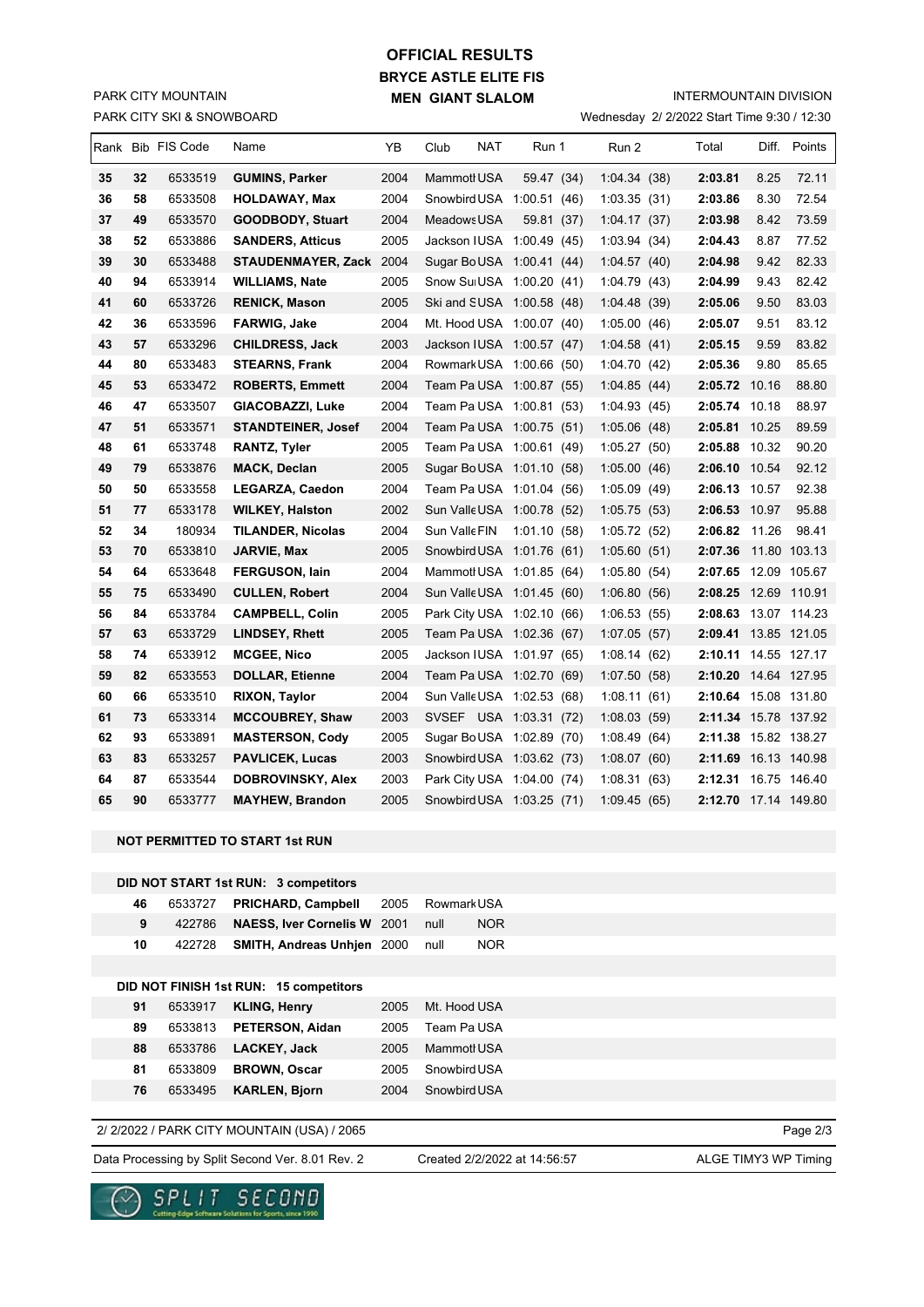# OFFICIAL RESULTS

## BRYCE ASTLE ELITE FIS

## MEN GIANT SLALOM

PARK CITY MOUNTAIN
PARK CITY SKI & SNOWBOARD

INTERMOUNTAIN DIVISION
Wednesday 2/ 2/2022 Start Time 9:30 / 12:30

| Rank | Bib | FIS Code | Name | YB | Club | NAT | Run 1 | Run 2 | Total | Diff. | Points |
|---|---|---|---|---|---|---|---|---|---|---|---|
| 35 | 32 | 6533519 | **GUMINS, Parker** | 2004 | Mammoth | USA | 59.47 (34) | 1:04.34 (38) | **2:03.81** | 8.25 | 72.11 |
| 36 | 58 | 6533508 | **HOLDAWAY, Max** | 2004 | Snowbird | USA | 1:00.51 (46) | 1:03.35 (31) | **2:03.86** | 8.30 | 72.54 |
| 37 | 49 | 6533570 | **GOODBODY, Stuart** | 2004 | Meadows | USA | 59.81 (37) | 1:04.17 (37) | **2:03.98** | 8.42 | 73.59 |
| 38 | 52 | 6533886 | **SANDERS, Atticus** | 2005 | Jackson H | USA | 1:00.49 (45) | 1:03.94 (34) | **2:04.43** | 8.87 | 77.52 |
| 39 | 30 | 6533488 | **STAUDENMAYER, Zack** | 2004 | Sugar Bo | USA | 1:00.41 (44) | 1:04.57 (40) | **2:04.98** | 9.42 | 82.33 |
| 40 | 94 | 6533914 | **WILLIAMS, Nate** | 2005 | Snow Sui | USA | 1:00.20 (41) | 1:04.79 (43) | **2:04.99** | 9.43 | 82.42 |
| 41 | 60 | 6533726 | **RENICK, Mason** | 2005 | Ski and S | USA | 1:00.58 (48) | 1:04.48 (39) | **2:05.06** | 9.50 | 83.03 |
| 42 | 36 | 6533596 | **FARWIG, Jake** | 2004 | Mt. Hood | USA | 1:00.07 (40) | 1:05.00 (46) | **2:05.07** | 9.51 | 83.12 |
| 43 | 57 | 6533296 | **CHILDRESS, Jack** | 2003 | Jackson H | USA | 1:00.57 (47) | 1:04.58 (41) | **2:05.15** | 9.59 | 83.82 |
| 44 | 80 | 6533483 | **STEARNS, Frank** | 2004 | Rowmark | USA | 1:00.66 (50) | 1:04.70 (42) | **2:05.36** | 9.80 | 85.65 |
| 45 | 53 | 6533472 | **ROBERTS, Emmett** | 2004 | Team Pa | USA | 1:00.87 (55) | 1:04.85 (44) | **2:05.72** | 10.16 | 88.80 |
| 46 | 47 | 6533507 | **GIACOBAZZI, Luke** | 2004 | Team Pa | USA | 1:00.81 (53) | 1:04.93 (45) | **2:05.74** | 10.18 | 88.97 |
| 47 | 51 | 6533571 | **STANDTEINER, Josef** | 2004 | Team Pa | USA | 1:00.75 (51) | 1:05.06 (48) | **2:05.81** | 10.25 | 89.59 |
| 48 | 61 | 6533748 | **RANTZ, Tyler** | 2005 | Team Pa | USA | 1:00.61 (49) | 1:05.27 (50) | **2:05.88** | 10.32 | 90.20 |
| 49 | 79 | 6533876 | **MACK, Declan** | 2005 | Sugar Bo | USA | 1:01.10 (58) | 1:05.00 (46) | **2:06.10** | 10.54 | 92.12 |
| 50 | 50 | 6533558 | **LEGARZA, Caedon** | 2004 | Team Pa | USA | 1:01.04 (56) | 1:05.09 (49) | **2:06.13** | 10.57 | 92.38 |
| 51 | 77 | 6533178 | **WILKEY, Halston** | 2002 | Sun Valle | USA | 1:00.78 (52) | 1:05.75 (53) | **2:06.53** | 10.97 | 95.88 |
| 52 | 34 | 180934 | **TILANDER, Nicolas** | 2004 | Sun Valle | FIN | 1:01.10 (58) | 1:05.72 (52) | **2:06.82** | 11.26 | 98.41 |
| 53 | 70 | 6533810 | **JARVIE, Max** | 2005 | Snowbird | USA | 1:01.76 (61) | 1:05.60 (51) | **2:07.36** | 11.80 | 103.13 |
| 54 | 64 | 6533648 | **FERGUSON, Iain** | 2004 | Mammoth | USA | 1:01.85 (64) | 1:05.80 (54) | **2:07.65** | 12.09 | 105.67 |
| 55 | 75 | 6533490 | **CULLEN, Robert** | 2004 | Sun Valle | USA | 1:01.45 (60) | 1:06.80 (56) | **2:08.25** | 12.69 | 110.91 |
| 56 | 84 | 6533784 | **CAMPBELL, Colin** | 2005 | Park City | USA | 1:02.10 (66) | 1:06.53 (55) | **2:08.63** | 13.07 | 114.23 |
| 57 | 63 | 6533729 | **LINDSEY, Rhett** | 2005 | Team Pa | USA | 1:02.36 (67) | 1:07.05 (57) | **2:09.41** | 13.85 | 121.05 |
| 58 | 74 | 6533912 | **MCGEE, Nico** | 2005 | Jackson H | USA | 1:01.97 (65) | 1:08.14 (62) | **2:10.11** | 14.55 | 127.17 |
| 59 | 82 | 6533553 | **DOLLAR, Etienne** | 2004 | Team Pa | USA | 1:02.70 (69) | 1:07.50 (58) | **2:10.20** | 14.64 | 127.95 |
| 60 | 66 | 6533510 | **RIXON, Taylor** | 2004 | Sun Valle | USA | 1:02.53 (68) | 1:08.11 (61) | **2:10.64** | 15.08 | 131.80 |
| 61 | 73 | 6533314 | **MCCOUBREY, Shaw** | 2003 | SVSEF | USA | 1:03.31 (72) | 1:08.03 (59) | **2:11.34** | 15.78 | 137.92 |
| 62 | 93 | 6533891 | **MASTERSON, Cody** | 2005 | Sugar Bo | USA | 1:02.89 (70) | 1:08.49 (64) | **2:11.38** | 15.82 | 138.27 |
| 63 | 83 | 6533257 | **PAVLICEK, Lucas** | 2003 | Snowbird | USA | 1:03.62 (73) | 1:08.07 (60) | **2:11.69** | 16.13 | 140.98 |
| 64 | 87 | 6533544 | **DOBROVINSKY, Alex** | 2003 | Park City | USA | 1:04.00 (74) | 1:08.31 (63) | **2:12.31** | 16.75 | 146.40 |
| 65 | 90 | 6533777 | **MAYHEW, Brandon** | 2005 | Snowbird | USA | 1:03.25 (71) | 1:09.45 (65) | **2:12.70** | 17.14 | 149.80 |

**NOT PERMITTED TO START 1st RUN**

**DID NOT START 1st RUN: 3 competitors**

| Bib | FIS Code | Name | YB | Club | NAT |
|---|---|---|---|---|---|
| 46 | 6533727 | **PRICHARD, Campbell** | 2005 | Rowmark | USA |
| 9 | 422786 | **NAESS, Iver Cornelis W** | 2001 | null | NOR |
| 10 | 422728 | **SMITH, Andreas Unhjen** | 2000 | null | NOR |

**DID NOT FINISH 1st RUN: 15 competitors**

| Bib | FIS Code | Name | YB | Club | NAT |
|---|---|---|---|---|---|
| 91 | 6533917 | **KLING, Henry** | 2005 | Mt. Hood | USA |
| 89 | 6533813 | **PETERSON, Aidan** | 2005 | Team Pa | USA |
| 88 | 6533786 | **LACKEY, Jack** | 2005 | Mammoth | USA |
| 81 | 6533809 | **BROWN, Oscar** | 2005 | Snowbird | USA |
| 76 | 6533495 | **KARLEN, Bjorn** | 2004 | Snowbird | USA |

2/ 2/2022 / PARK CITY MOUNTAIN (USA) / 2065

Data Processing by Split Second Ver. 8.01 Rev. 2 — Created 2/2/2022 at 14:56:57 — ALGE TIMY3 WP Timing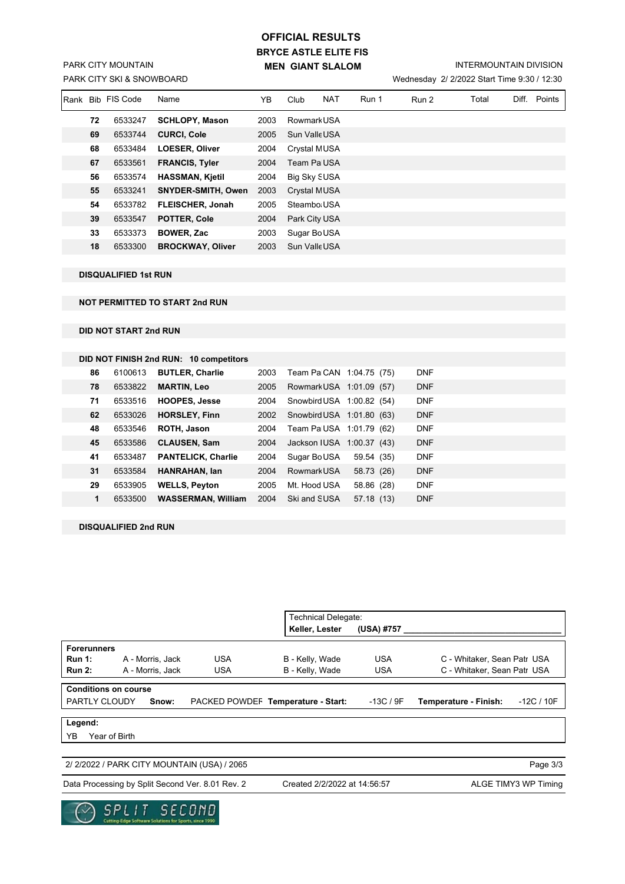# OFFICIAL RESULTS

## BRYCE ASTLE ELITE FIS

## MEN GIANT SLALOM

PARK CITY MOUNTAIN
PARK CITY SKI & SNOWBOARD

INTERMOUNTAIN DIVISION
Wednesday 2/ 2/2022 Start Time 9:30 / 12:30

| Rank | Bib | FIS Code | Name | YB | Club | NAT | Run 1 | Run 2 | Total | Diff. | Points |
|---|---|---|---|---|---|---|---|---|---|---|---|
| | 72 | 6533247 | **SCHLOPY, Mason** | 2003 | Rowmark | USA | | | | | |
| | 69 | 6533744 | **CURCI, Cole** | 2005 | Sun Valle | USA | | | | | |
| | 68 | 6533484 | **LOESER, Oliver** | 2004 | Crystal M | USA | | | | | |
| | 67 | 6533561 | **FRANCIS, Tyler** | 2004 | Team Pa | USA | | | | | |
| | 56 | 6533574 | **HASSMAN, Kjetil** | 2004 | Big Sky S | USA | | | | | |
| | 55 | 6533241 | **SNYDER-SMITH, Owen** | 2003 | Crystal M | USA | | | | | |
| | 54 | 6533782 | **FLEISCHER, Jonah** | 2005 | Steambo | USA | | | | | |
| | 39 | 6533547 | **POTTER, Cole** | 2004 | Park City | USA | | | | | |
| | 33 | 6533373 | **BOWER, Zac** | 2003 | Sugar Bo | USA | | | | | |
| | 18 | 6533300 | **BROCKWAY, Oliver** | 2003 | Sun Valle | USA | | | | | |

**DISQUALIFIED 1st RUN**

**NOT PERMITTED TO START 2nd RUN**

**DID NOT START 2nd RUN**

**DID NOT FINISH 2nd RUN: 10 competitors**

| Rank | Bib | FIS Code | Name | YB | Club | NAT | Run 1 | Run 2 | Total | Diff. | Points |
|---|---|---|---|---|---|---|---|---|---|---|---|
| | 86 | 6100613 | **BUTLER, Charlie** | 2003 | Team Pa | CAN | 1:04.75 (75) | DNF | | | |
| | 78 | 6533822 | **MARTIN, Leo** | 2005 | Rowmark | USA | 1:01.09 (57) | DNF | | | |
| | 71 | 6533516 | **HOOPES, Jesse** | 2004 | Snowbird | USA | 1:00.82 (54) | DNF | | | |
| | 62 | 6533026 | **HORSLEY, Finn** | 2002 | Snowbird | USA | 1:01.80 (63) | DNF | | | |
| | 48 | 6533546 | **ROTH, Jason** | 2004 | Team Pa | USA | 1:01.79 (62) | DNF | | | |
| | 45 | 6533586 | **CLAUSEN, Sam** | 2004 | Jackson I | USA | 1:00.37 (43) | DNF | | | |
| | 41 | 6533487 | **PANTELICK, Charlie** | 2004 | Sugar Bo | USA | 59.54 (35) | DNF | | | |
| | 31 | 6533584 | **HANRAHAN, Ian** | 2004 | Rowmark | USA | 58.73 (26) | DNF | | | |
| | 29 | 6533905 | **WELLS, Peyton** | 2005 | Mt. Hood | USA | 58.86 (28) | DNF | | | |
| | 1 | 6533500 | **WASSERMAN, William** | 2004 | Ski and S | USA | 57.18 (13) | DNF | | | |

**DISQUALIFIED 2nd RUN**

Technical Delegate:
**Keller, Lester** (USA) #757

| **Forerunners** | | | | | | |
|---|---|---|---|---|---|---|
| **Run 1:** | A - Morris, Jack | USA | B - Kelly, Wade | USA | C - Whitaker, Sean Patr | USA |
| **Run 2:** | A - Morris, Jack | USA | B - Kelly, Wade | USA | C - Whitaker, Sean Patr | USA |

**Conditions on course**
PARTLY CLOUDY **Snow:** PACKED POWDEF **Temperature - Start:** -13C / 9F **Temperature - Finish:** -12C / 10F

**Legend:**
YB Year of Birth

2/ 2/2022 / PARK CITY MOUNTAIN (USA) / 2065

Data Processing by Split Second Ver. 8.01 Rev. 2 Created 2/2/2022 at 14:56:57 ALGE TIMY3 WP Timing